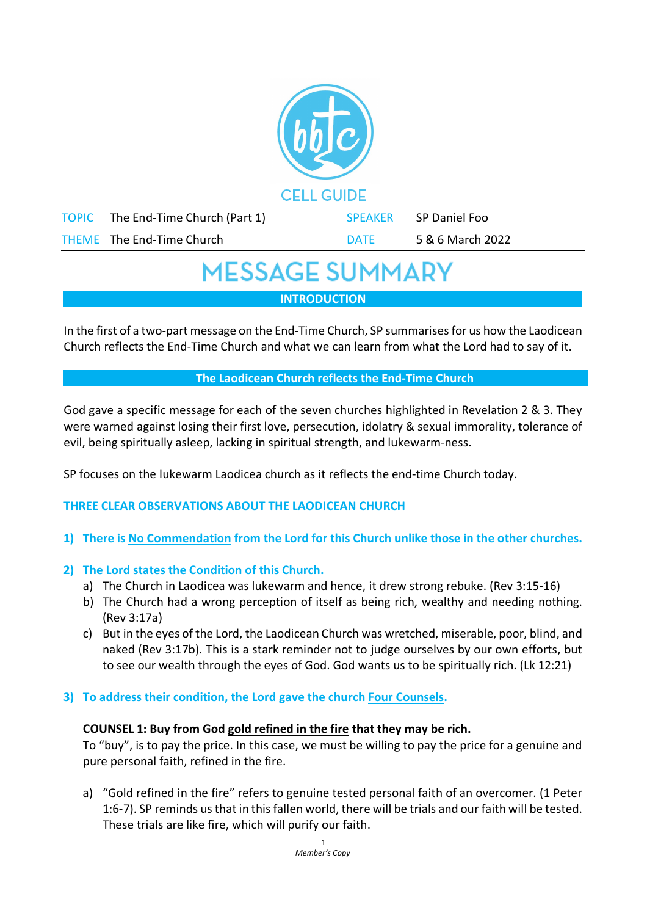CELL GUIDE

| TOPIC | The End-Time Church (Part 1) | SPEAKER | SP Daniel Foo |
|---|---|---|---|
| THEME | The End-Time Church | DATE | 5 & 6 March 2022 |

# MESSAGE SUMMARY

## INTRODUCTION

In the first of a two-part message on the End-Time Church, SP summarises for us how the Laodicean Church reflects the End-Time Church and what we can learn from what the Lord had to say of it.

## The Laodicean Church reflects the End-Time Church

God gave a specific message for each of the seven churches highlighted in Revelation 2 & 3. They were warned against losing their first love, persecution, idolatry & sexual immorality, tolerance of evil, being spiritually asleep, lacking in spiritual strength, and lukewarm-ness.

SP focuses on the lukewarm Laodicea church as it reflects the end-time Church today.

### THREE CLEAR OBSERVATIONS ABOUT THE LAODICEAN CHURCH

1) **There is No Commendation from the Lord for this Church unlike those in the other churches.**

2) **The Lord states the Condition of this Church.**
   a) The Church in Laodicea was lukewarm and hence, it drew strong rebuke. (Rev 3:15-16)
   b) The Church had a wrong perception of itself as being rich, wealthy and needing nothing. (Rev 3:17a)
   c) But in the eyes of the Lord, the Laodicean Church was wretched, miserable, poor, blind, and naked (Rev 3:17b). This is a stark reminder not to judge ourselves by our own efforts, but to see our wealth through the eyes of God. God wants us to be spiritually rich. (Lk 12:21)

3) **To address their condition, the Lord gave the church Four Counsels.**

**COUNSEL 1: Buy from God gold refined in the fire that they may be rich.**
To "buy", is to pay the price. In this case, we must be willing to pay the price for a genuine and pure personal faith, refined in the fire.

a) "Gold refined in the fire" refers to genuine tested personal faith of an overcomer. (1 Peter 1:6-7). SP reminds us that in this fallen world, there will be trials and our faith will be tested. These trials are like fire, which will purify our faith.

*Member's Copy*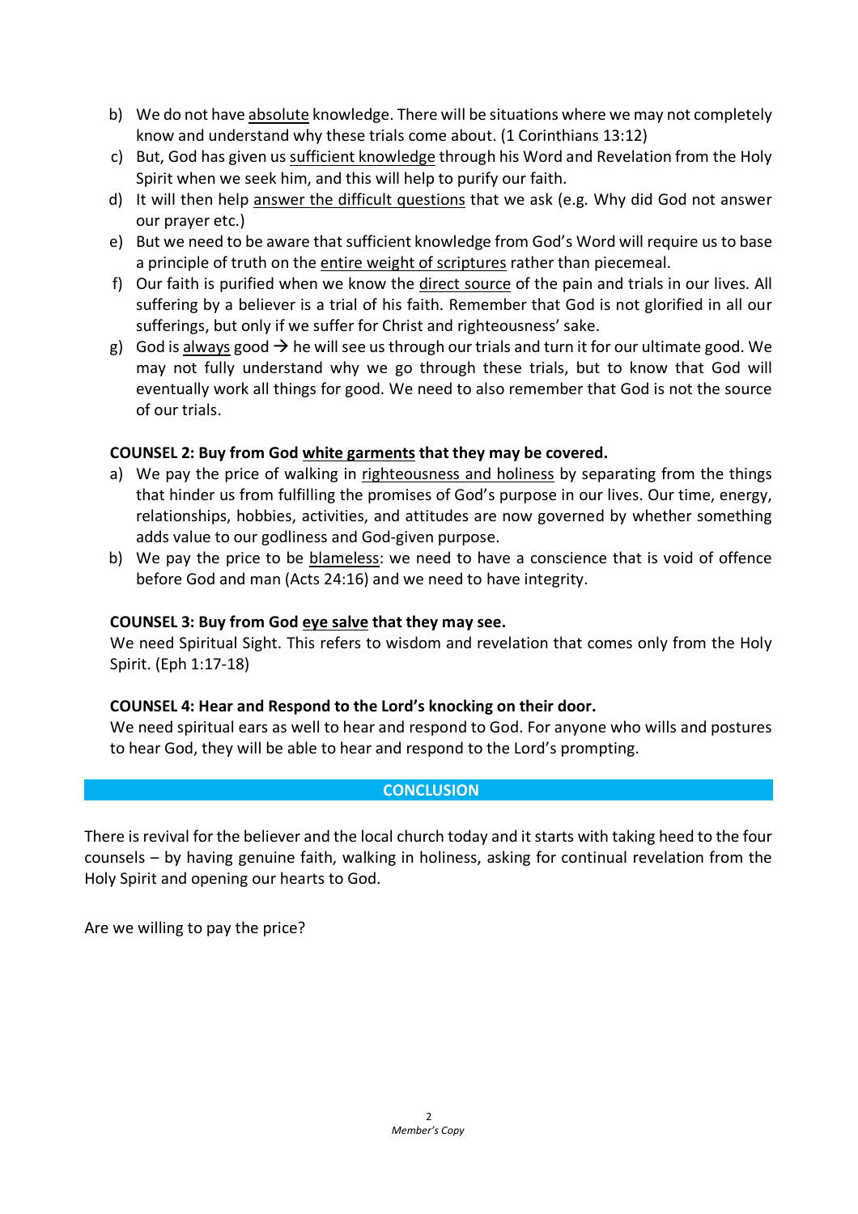b) We do not have <u>absolute</u> knowledge. There will be situations where we may not completely know and understand why these trials come about. (1 Corinthians 13:12)
c) But, God has given us <u>sufficient knowledge</u> through his Word and Revelation from the Holy Spirit when we seek him, and this will help to purify our faith.
d) It will then help <u>answer the difficult questions</u> that we ask (e.g. Why did God not answer our prayer etc.)
e) But we need to be aware that sufficient knowledge from God's Word will require us to base a principle of truth on the <u>entire weight of scriptures</u> rather than piecemeal.
f) Our faith is purified when we know the <u>direct source</u> of the pain and trials in our lives. All suffering by a believer is a trial of his faith. Remember that God is not glorified in all our sufferings, but only if we suffer for Christ and righteousness' sake.
g) God is <u>always</u> good → he will see us through our trials and turn it for our ultimate good. We may not fully understand why we go through these trials, but to know that God will eventually work all things for good. We need to also remember that God is not the source of our trials.

**COUNSEL 2: Buy from God <u>white garments</u> that they may be covered.**

a) We pay the price of walking in <u>righteousness and holiness</u> by separating from the things that hinder us from fulfilling the promises of God's purpose in our lives. Our time, energy, relationships, hobbies, activities, and attitudes are now governed by whether something adds value to our godliness and God-given purpose.
b) We pay the price to be <u>blameless</u>: we need to have a conscience that is void of offence before God and man (Acts 24:16) and we need to have integrity.

**COUNSEL 3: Buy from God <u>eye salve</u> that they may see.**

We need Spiritual Sight. This refers to wisdom and revelation that comes only from the Holy Spirit. (Eph 1:17-18)

**COUNSEL 4: Hear and Respond to the Lord's knocking on their door.**

We need spiritual ears as well to hear and respond to God. For anyone who wills and postures to hear God, they will be able to hear and respond to the Lord's prompting.

## CONCLUSION

There is revival for the believer and the local church today and it starts with taking heed to the four counsels – by having genuine faith, walking in holiness, asking for continual revelation from the Holy Spirit and opening our hearts to God.

Are we willing to pay the price?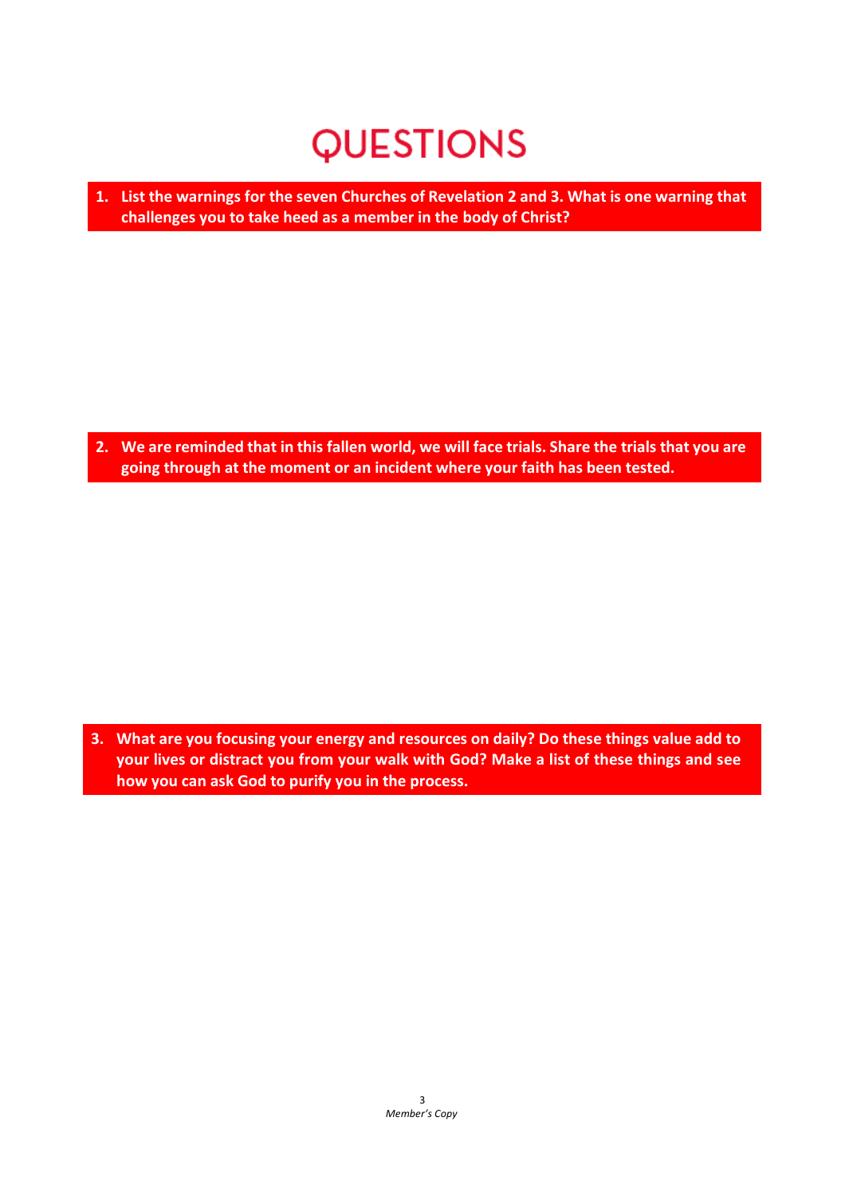# QUESTIONS

**1. List the warnings for the seven Churches of Revelation 2 and 3. What is one warning that challenges you to take heed as a member in the body of Christ?**

**2. We are reminded that in this fallen world, we will face trials. Share the trials that you are going through at the moment or an incident where your faith has been tested.**

**3. What are you focusing your energy and resources on daily? Do these things value add to your lives or distract you from your walk with God? Make a list of these things and see how you can ask God to purify you in the process.**

*Member's Copy*